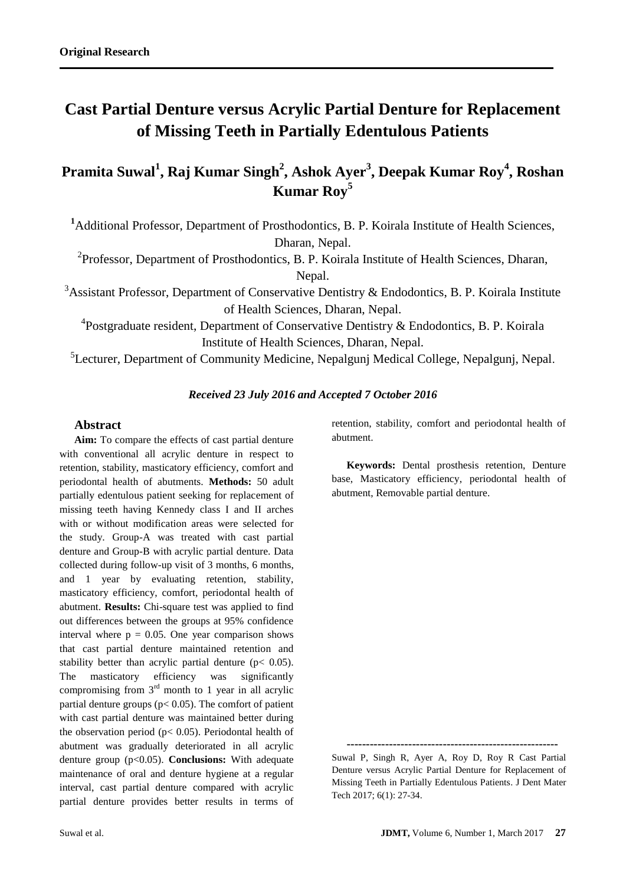**Original Research**

# Cast Partial Denture versus Acrylic Partial Denture for Replacement of Missing Teeth in Partially Edentulous Patients

## Pramita Suwal[1], Raj Kumar Singh[2], Ashok Ayer[3], Deepak Kumar Roy[4], Roshan Kumar Roy[5]

[1]Additional Professor, Department of Prosthodontics, B. P. Koirala Institute of Health Sciences, Dharan, Nepal.

[2]Professor, Department of Prosthodontics, B. P. Koirala Institute of Health Sciences, Dharan, Nepal.

[3]Assistant Professor, Department of Conservative Dentistry & Endodontics, B. P. Koirala Institute of Health Sciences, Dharan, Nepal.

[4]Postgraduate resident, Department of Conservative Dentistry & Endodontics, B. P. Koirala Institute of Health Sciences, Dharan, Nepal.

[5]Lecturer, Department of Community Medicine, Nepalgunj Medical College, Nepalgunj, Nepal.

***Received 23 July 2016 and Accepted 7 October 2016***

### Abstract

**Aim:** To compare the effects of cast partial denture with conventional all acrylic denture in respect to retention, stability, masticatory efficiency, comfort and periodontal health of abutments. **Methods:** 50 adult partially edentulous patient seeking for replacement of missing teeth having Kennedy class I and II arches with or without modification areas were selected for the study. Group-A was treated with cast partial denture and Group-B with acrylic partial denture. Data collected during follow-up visit of 3 months, 6 months, and 1 year by evaluating retention, stability, masticatory efficiency, comfort, periodontal health of abutment. **Results:** Chi-square test was applied to find out differences between the groups at 95% confidence interval where $p = 0.05$. One year comparison shows that cast partial denture maintained retention and stability better than acrylic partial denture ($p < 0.05$). The masticatory efficiency was significantly compromising from 3rd month to 1 year in all acrylic partial denture groups ($p < 0.05$). The comfort of patient with cast partial denture was maintained better during the observation period ($p < 0.05$). Periodontal health of abutment was gradually deteriorated in all acrylic denture group ($p<0.05$). **Conclusions:** With adequate maintenance of oral and denture hygiene at a regular interval, cast partial denture compared with acrylic partial denture provides better results in terms of retention, stability, comfort and periodontal health of abutment.

**Keywords:** Dental prosthesis retention, Denture base, Masticatory efficiency, periodontal health of abutment, Removable partial denture.

---

Suwal P, Singh R, Ayer A, Roy D, Roy R Cast Partial Denture versus Acrylic Partial Denture for Replacement of Missing Teeth in Partially Edentulous Patients. J Dent Mater Tech 2017; 6(1): 27-34.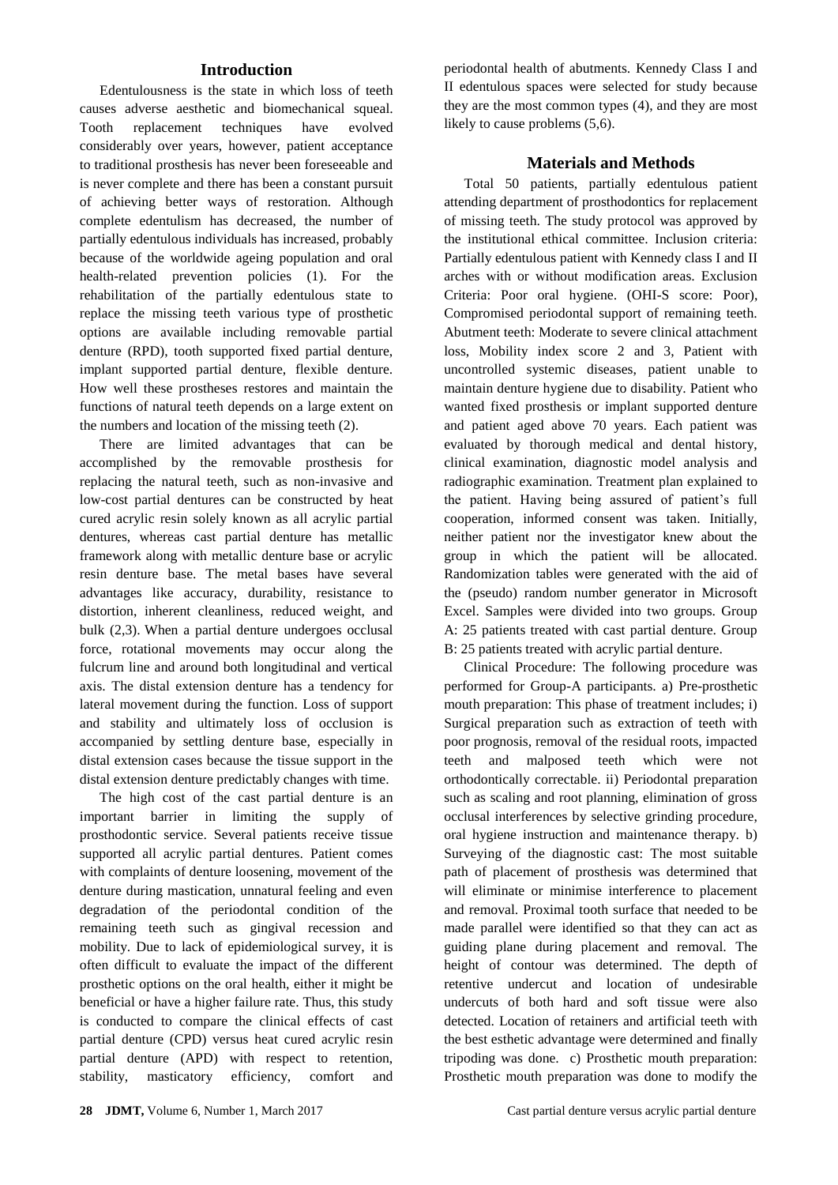## Introduction

Edentulousness is the state in which loss of teeth causes adverse aesthetic and biomechanical squeal. Tooth replacement techniques have evolved considerably over years, however, patient acceptance to traditional prosthesis has never been foreseeable and is never complete and there has been a constant pursuit of achieving better ways of restoration. Although complete edentulism has decreased, the number of partially edentulous individuals has increased, probably because of the worldwide ageing population and oral health-related prevention policies (1). For the rehabilitation of the partially edentulous state to replace the missing teeth various type of prosthetic options are available including removable partial denture (RPD), tooth supported fixed partial denture, implant supported partial denture, flexible denture. How well these prostheses restores and maintain the functions of natural teeth depends on a large extent on the numbers and location of the missing teeth (2).

There are limited advantages that can be accomplished by the removable prosthesis for replacing the natural teeth, such as non-invasive and low-cost partial dentures can be constructed by heat cured acrylic resin solely known as all acrylic partial dentures, whereas cast partial denture has metallic framework along with metallic denture base or acrylic resin denture base. The metal bases have several advantages like accuracy, durability, resistance to distortion, inherent cleanliness, reduced weight, and bulk (2,3). When a partial denture undergoes occlusal force, rotational movements may occur along the fulcrum line and around both longitudinal and vertical axis. The distal extension denture has a tendency for lateral movement during the function. Loss of support and stability and ultimately loss of occlusion is accompanied by settling denture base, especially in distal extension cases because the tissue support in the distal extension denture predictably changes with time.

The high cost of the cast partial denture is an important barrier in limiting the supply of prosthodontic service. Several patients receive tissue supported all acrylic partial dentures. Patient comes with complaints of denture loosening, movement of the denture during mastication, unnatural feeling and even degradation of the periodontal condition of the remaining teeth such as gingival recession and mobility. Due to lack of epidemiological survey, it is often difficult to evaluate the impact of the different prosthetic options on the oral health, either it might be beneficial or have a higher failure rate. Thus, this study is conducted to compare the clinical effects of cast partial denture (CPD) versus heat cured acrylic resin partial denture (APD) with respect to retention, stability, masticatory efficiency, comfort and periodontal health of abutments. Kennedy Class I and II edentulous spaces were selected for study because they are the most common types (4), and they are most likely to cause problems (5,6).

## Materials and Methods

Total 50 patients, partially edentulous patient attending department of prosthodontics for replacement of missing teeth. The study protocol was approved by the institutional ethical committee. Inclusion criteria: Partially edentulous patient with Kennedy class I and II arches with or without modification areas. Exclusion Criteria: Poor oral hygiene. (OHI-S score: Poor), Compromised periodontal support of remaining teeth. Abutment teeth: Moderate to severe clinical attachment loss, Mobility index score 2 and 3, Patient with uncontrolled systemic diseases, patient unable to maintain denture hygiene due to disability. Patient who wanted fixed prosthesis or implant supported denture and patient aged above 70 years. Each patient was evaluated by thorough medical and dental history, clinical examination, diagnostic model analysis and radiographic examination. Treatment plan explained to the patient. Having being assured of patient's full cooperation, informed consent was taken. Initially, neither patient nor the investigator knew about the group in which the patient will be allocated. Randomization tables were generated with the aid of the (pseudo) random number generator in Microsoft Excel. Samples were divided into two groups. Group A: 25 patients treated with cast partial denture. Group B: 25 patients treated with acrylic partial denture.

Clinical Procedure: The following procedure was performed for Group-A participants. a) Pre-prosthetic mouth preparation: This phase of treatment includes; i) Surgical preparation such as extraction of teeth with poor prognosis, removal of the residual roots, impacted teeth and malposed teeth which were not orthodontically correctable. ii) Periodontal preparation such as scaling and root planning, elimination of gross occlusal interferences by selective grinding procedure, oral hygiene instruction and maintenance therapy. b) Surveying of the diagnostic cast: The most suitable path of placement of prosthesis was determined that will eliminate or minimise interference to placement and removal. Proximal tooth surface that needed to be made parallel were identified so that they can act as guiding plane during placement and removal. The height of contour was determined. The depth of retentive undercut and location of undesirable undercuts of both hard and soft tissue were also detected. Location of retainers and artificial teeth with the best esthetic advantage were determined and finally tripoding was done. c) Prosthetic mouth preparation: Prosthetic mouth preparation was done to modify the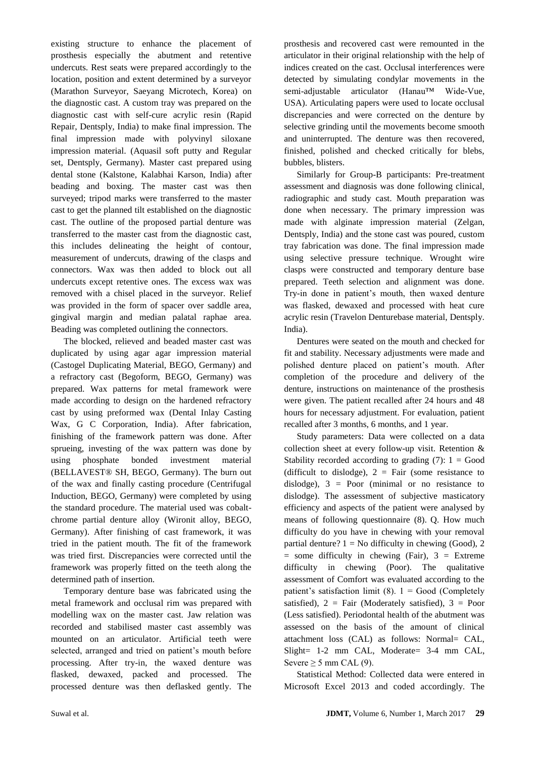existing structure to enhance the placement of prosthesis especially the abutment and retentive undercuts. Rest seats were prepared accordingly to the location, position and extent determined by a surveyor (Marathon Surveyor, Saeyang Microtech, Korea) on the diagnostic cast. A custom tray was prepared on the diagnostic cast with self-cure acrylic resin (Rapid Repair, Dentsply, India) to make final impression. The final impression made with polyvinyl siloxane impression material. (Aquasil soft putty and Regular set, Dentsply, Germany). Master cast prepared using dental stone (Kalstone, Kalabhai Karson, India) after beading and boxing. The master cast was then surveyed; tripod marks were transferred to the master cast to get the planned tilt established on the diagnostic cast. The outline of the proposed partial denture was transferred to the master cast from the diagnostic cast, this includes delineating the height of contour, measurement of undercuts, drawing of the clasps and connectors. Wax was then added to block out all undercuts except retentive ones. The excess wax was removed with a chisel placed in the surveyor. Relief was provided in the form of spacer over saddle area, gingival margin and median palatal raphae area. Beading was completed outlining the connectors.

The blocked, relieved and beaded master cast was duplicated by using agar agar impression material (Castogel Duplicating Material, BEGO, Germany) and a refractory cast (Begoform, BEGO, Germany) was prepared. Wax patterns for metal framework were made according to design on the hardened refractory cast by using preformed wax (Dental Inlay Casting Wax, G C Corporation, India). After fabrication, finishing of the framework pattern was done. After sprueing, investing of the wax pattern was done by using phosphate bonded investment material (BELLAVEST® SH, BEGO, Germany). The burn out of the wax and finally casting procedure (Centrifugal Induction, BEGO, Germany) were completed by using the standard procedure. The material used was cobalt-chrome partial denture alloy (Wironit alloy, BEGO, Germany). After finishing of cast framework, it was tried in the patient mouth. The fit of the framework was tried first. Discrepancies were corrected until the framework was properly fitted on the teeth along the determined path of insertion.

Temporary denture base was fabricated using the metal framework and occlusal rim was prepared with modelling wax on the master cast. Jaw relation was recorded and stabilised master cast assembly was mounted on an articulator. Artificial teeth were selected, arranged and tried on patient's mouth before processing. After try-in, the waxed denture was flasked, dewaxed, packed and processed. The processed denture was then deflasked gently. The prosthesis and recovered cast were remounted in the articulator in their original relationship with the help of indices created on the cast. Occlusal interferences were detected by simulating condylar movements in the semi-adjustable articulator (Hanau™ Wide-Vue, USA). Articulating papers were used to locate occlusal discrepancies and were corrected on the denture by selective grinding until the movements become smooth and uninterrupted. The denture was then recovered, finished, polished and checked critically for blebs, bubbles, blisters.

Similarly for Group-B participants: Pre-treatment assessment and diagnosis was done following clinical, radiographic and study cast. Mouth preparation was done when necessary. The primary impression was made with alginate impression material (Zelgan, Dentsply, India) and the stone cast was poured, custom tray fabrication was done. The final impression made using selective pressure technique. Wrought wire clasps were constructed and temporary denture base prepared. Teeth selection and alignment was done. Try-in done in patient's mouth, then waxed denture was flasked, dewaxed and processed with heat cure acrylic resin (Travelon Denturebase material, Dentsply. India).

Dentures were seated on the mouth and checked for fit and stability. Necessary adjustments were made and polished denture placed on patient's mouth. After completion of the procedure and delivery of the denture, instructions on maintenance of the prosthesis were given. The patient recalled after 24 hours and 48 hours for necessary adjustment. For evaluation, patient recalled after 3 months, 6 months, and 1 year.

Study parameters: Data were collected on a data collection sheet at every follow-up visit. Retention & Stability recorded according to grading (7): 1 = Good (difficult to dislodge), 2 = Fair (some resistance to dislodge), 3 = Poor (minimal or no resistance to dislodge). The assessment of subjective masticatory efficiency and aspects of the patient were analysed by means of following questionnaire (8). Q. How much difficulty do you have in chewing with your removal partial denture? 1 = No difficulty in chewing (Good), 2 = some difficulty in chewing (Fair), 3 = Extreme difficulty in chewing (Poor). The qualitative assessment of Comfort was evaluated according to the patient's satisfaction limit (8). 1 = Good (Completely satisfied), 2 = Fair (Moderately satisfied), 3 = Poor (Less satisfied). Periodontal health of the abutment was assessed on the basis of the amount of clinical attachment loss (CAL) as follows: Normal= CAL, Slight= 1-2 mm CAL, Moderate= 3-4 mm CAL, Severe $\geq$ 5 mm CAL (9).

Statistical Method: Collected data were entered in Microsoft Excel 2013 and coded accordingly. The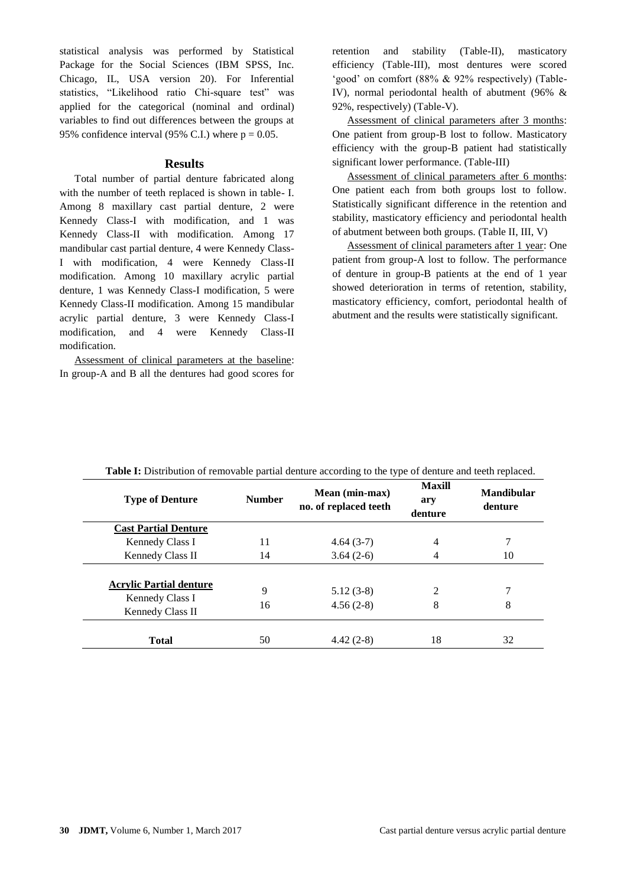statistical analysis was performed by Statistical Package for the Social Sciences (IBM SPSS, Inc. Chicago, IL, USA version 20). For Inferential statistics, "Likelihood ratio Chi-square test" was applied for the categorical (nominal and ordinal) variables to find out differences between the groups at 95% confidence interval (95% C.I.) where $p = 0.05$.

## Results

Total number of partial denture fabricated along with the number of teeth replaced is shown in table- I. Among 8 maxillary cast partial denture, 2 were Kennedy Class-I with modification, and 1 was Kennedy Class-II with modification. Among 17 mandibular cast partial denture, 4 were Kennedy Class-I with modification, 4 were Kennedy Class-II modification. Among 10 maxillary acrylic partial denture, 1 was Kennedy Class-I modification, 5 were Kennedy Class-II modification. Among 15 mandibular acrylic partial denture, 3 were Kennedy Class-I modification, and 4 were Kennedy Class-II modification.

Assessment of clinical parameters at the baseline: In group-A and B all the dentures had good scores for retention and stability (Table-II), masticatory efficiency (Table-III), most dentures were scored 'good' on comfort (88% & 92% respectively) (Table-IV), normal periodontal health of abutment (96% & 92%, respectively) (Table-V).

Assessment of clinical parameters after 3 months: One patient from group-B lost to follow. Masticatory efficiency with the group-B patient had statistically significant lower performance. (Table-III)

Assessment of clinical parameters after 6 months: One patient each from both groups lost to follow. Statistically significant difference in the retention and stability, masticatory efficiency and periodontal health of abutment between both groups. (Table II, III, V)

Assessment of clinical parameters after 1 year: One patient from group-A lost to follow. The performance of denture in group-B patients at the end of 1 year showed deterioration in terms of retention, stability, masticatory efficiency, comfort, periodontal health of abutment and the results were statistically significant.

**Table I:** Distribution of removable partial denture according to the type of denture and teeth replaced.

| Type of Denture | Number | Mean (min-max) no. of replaced teeth | Maxillary denture | Mandibular denture |
|---|---|---|---|---|
| **Cast Partial Denture** | | | | |
| Kennedy Class I | 11 | 4.64 (3-7) | 4 | 7 |
| Kennedy Class II | 14 | 3.64 (2-6) | 4 | 10 |
| **Acrylic Partial denture** | | | | |
| Kennedy Class I | 9 | 5.12 (3-8) | 2 | 7 |
| Kennedy Class II | 16 | 4.56 (2-8) | 8 | 8 |
| **Total** | 50 | 4.42 (2-8) | 18 | 32 |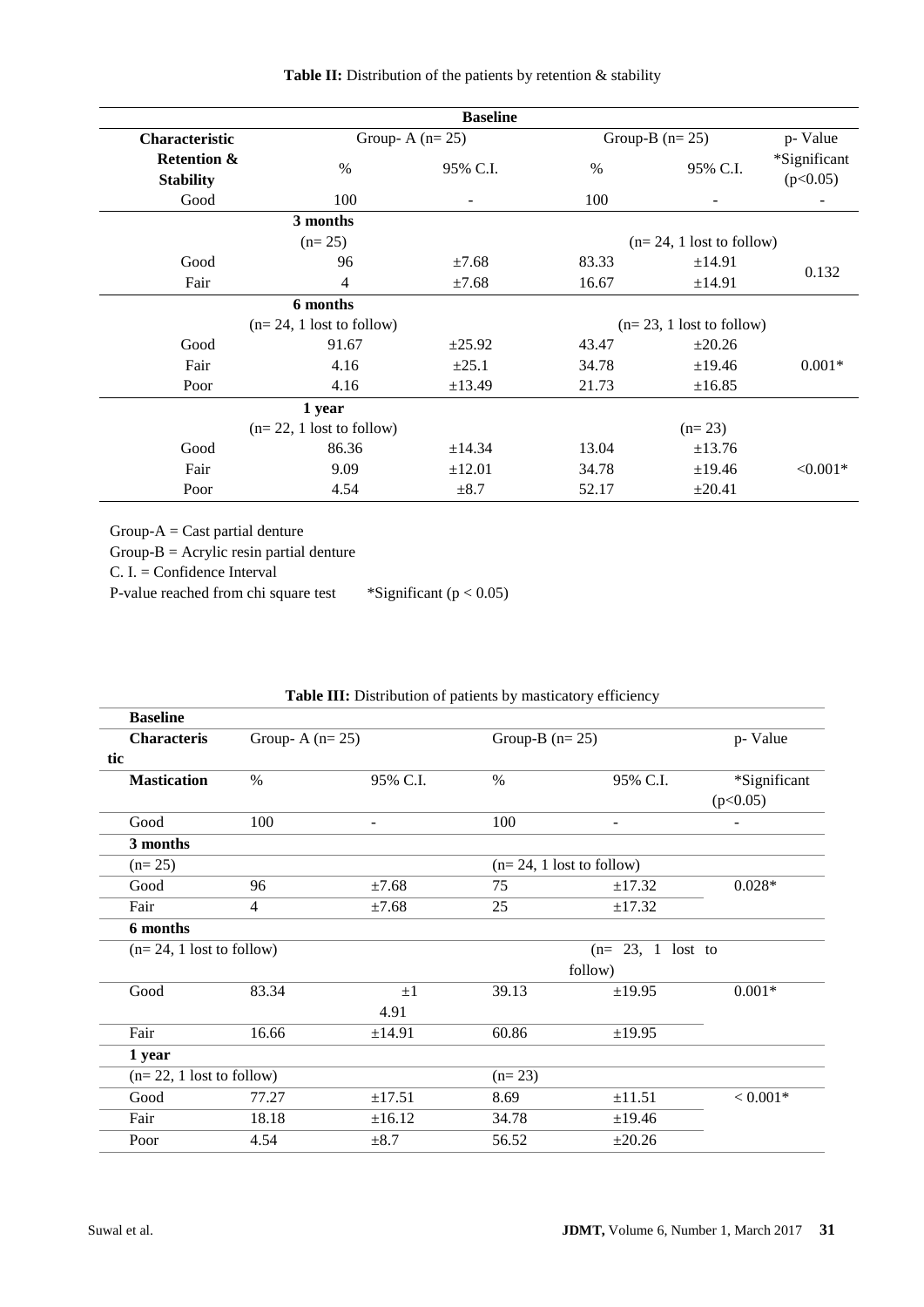**Table II:** Distribution of the patients by retention & stability

| | Baseline | | | | |
|---|---|---|---|---|---|
| **Characteristic** | Group- A (n= 25) | | Group-B (n= 25) | | p- Value |
| **Retention & Stability** | % | 95% C.I. | % | 95% C.I. | *Significant (p<0.05) |
| Good | 100 | - | 100 | - | - |
| | **3 months** | | | | |
| | (n= 25) | | (n= 24, 1 lost to follow) | | |
| Good | 96 | ±7.68 | 83.33 | ±14.91 | 0.132 |
| Fair | 4 | ±7.68 | 16.67 | ±14.91 | |
| | **6 months** | | | | |
| | (n= 24, 1 lost to follow) | | (n= 23, 1 lost to follow) | | |
| Good | 91.67 | ±25.92 | 43.47 | ±20.26 | 0.001* |
| Fair | 4.16 | ±25.1 | 34.78 | ±19.46 | |
| Poor | 4.16 | ±13.49 | 21.73 | ±16.85 | |
| | **1 year** | | | | |
| | (n= 22, 1 lost to follow) | | (n= 23) | | |
| Good | 86.36 | ±14.34 | 13.04 | ±13.76 | <0.001* |
| Fair | 9.09 | ±12.01 | 34.78 | ±19.46 | |
| Poor | 4.54 | ±8.7 | 52.17 | ±20.41 | |

Group-A = Cast partial denture
Group-B = Acrylic resin partial denture
C. I. = Confidence Interval
P-value reached from chi square test *Significant (p < 0.05)

**Table III:** Distribution of patients by masticatory efficiency

| **Baseline** | | | | | |
|---|---|---|---|---|---|
| **Characteristic** | Group- A (n= 25) | | Group-B (n= 25) | | p- Value |
| **Mastication** | % | 95% C.I. | % | 95% C.I. | *Significant (p<0.05) |
| Good | 100 | - | 100 | - | - |
| **3 months** | | | | | |
| (n= 25) | | | (n= 24, 1 lost to follow) | | |
| Good | 96 | ±7.68 | 75 | ±17.32 | 0.028* |
| Fair | 4 | ±7.68 | 25 | ±17.32 | |
| **6 months** | | | | | |
| (n= 24, 1 lost to follow) | | | | (n= 23, 1 lost to follow) | |
| Good | 83.34 | ±14.91 | 39.13 | ±19.95 | 0.001* |
| Fair | 16.66 | ±14.91 | 60.86 | ±19.95 | |
| **1 year** | | | | | |
| (n= 22, 1 lost to follow) | | | (n= 23) | | |
| Good | 77.27 | ±17.51 | 8.69 | ±11.51 | < 0.001* |
| Fair | 18.18 | ±16.12 | 34.78 | ±19.46 | |
| Poor | 4.54 | ±8.7 | 56.52 | ±20.26 | |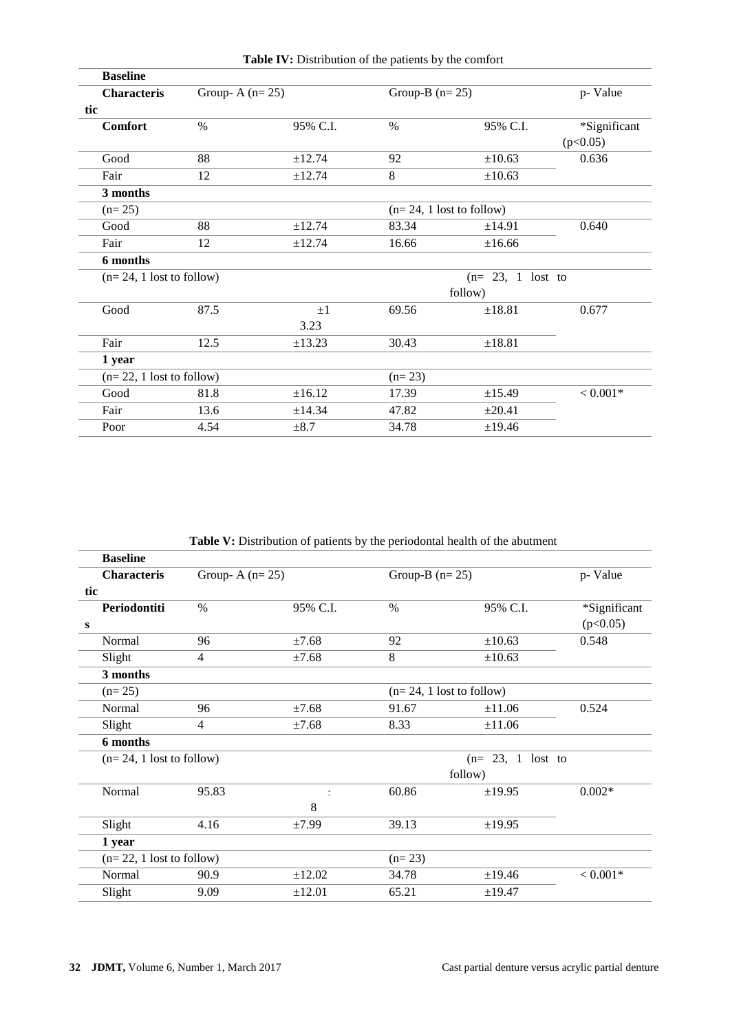**Table IV:** Distribution of the patients by the comfort

| Baseline Characteristic | Group- A (n= 25) | | Group-B (n= 25) | | p- Value |
|---|---|---|---|---|---|
| **Comfort** | % | 95% C.I. | % | 95% C.I. | *Significant (p<0.05) |
| Good | 88 | ±12.74 | 92 | ±10.63 | 0.636 |
| Fair | 12 | ±12.74 | 8 | ±10.63 | |
| **3 months** | | | | | |
| (n= 25) | | | (n= 24, 1 lost to follow) | | |
| Good | 88 | ±12.74 | 83.34 | ±14.91 | 0.640 |
| Fair | 12 | ±12.74 | 16.66 | ±16.66 | |
| **6 months** | | | | | |
| (n= 24, 1 lost to follow) | | | | (n= 23, 1 lost to follow) | |
| Good | 87.5 | ±13.23 | 69.56 | ±18.81 | 0.677 |
| Fair | 12.5 | ±13.23 | 30.43 | ±18.81 | |
| **1 year** | | | | | |
| (n= 22, 1 lost to follow) | | | (n= 23) | | |
| Good | 81.8 | ±16.12 | 17.39 | ±15.49 | < 0.001* |
| Fair | 13.6 | ±14.34 | 47.82 | ±20.41 | |
| Poor | 4.54 | ±8.7 | 34.78 | ±19.46 | |

**Table V:** Distribution of patients by the periodontal health of the abutment

| Baseline Characteristic | Group- A (n= 25) | | Group-B (n= 25) | | p- Value |
|---|---|---|---|---|---|
| **Periodontitis** | % | 95% C.I. | % | 95% C.I. | *Significant (p<0.05) |
| Normal | 96 | ±7.68 | 92 | ±10.63 | 0.548 |
| Slight | 4 | ±7.68 | 8 | ±10.63 | |
| **3 months** | | | | | |
| (n= 25) | | | (n= 24, 1 lost to follow) | | |
| Normal | 96 | ±7.68 | 91.67 | ±11.06 | 0.524 |
| Slight | 4 | ±7.68 | 8.33 | ±11.06 | |
| **6 months** | | | | | |
| (n= 24, 1 lost to follow) | | | | (n= 23, 1 lost to follow) | |
| Normal | 95.83 | : 8 | 60.86 | ±19.95 | 0.002* |
| Slight | 4.16 | ±7.99 | 39.13 | ±19.95 | |
| **1 year** | | | | | |
| (n= 22, 1 lost to follow) | | | (n= 23) | | |
| Normal | 90.9 | ±12.02 | 34.78 | ±19.46 | < 0.001* |
| Slight | 9.09 | ±12.01 | 65.21 | ±19.47 | |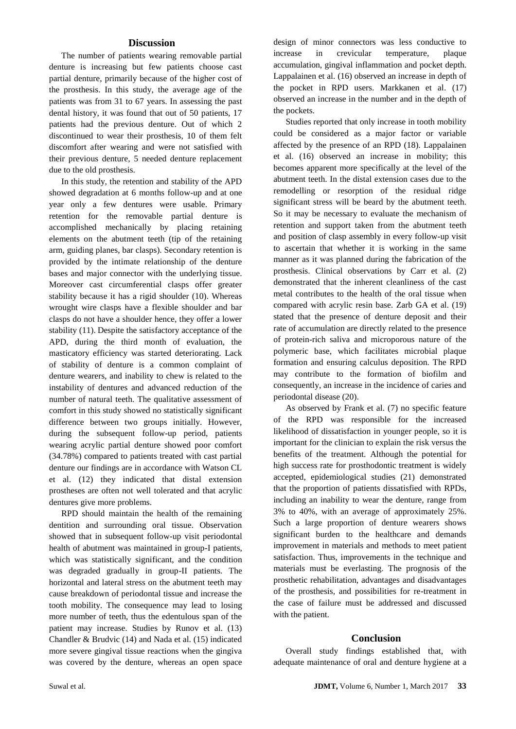## Discussion

The number of patients wearing removable partial denture is increasing but few patients choose cast partial denture, primarily because of the higher cost of the prosthesis. In this study, the average age of the patients was from 31 to 67 years. In assessing the past dental history, it was found that out of 50 patients, 17 patients had the previous denture. Out of which 2 discontinued to wear their prosthesis, 10 of them felt discomfort after wearing and were not satisfied with their previous denture, 5 needed denture replacement due to the old prosthesis.

In this study, the retention and stability of the APD showed degradation at 6 months follow-up and at one year only a few dentures were usable. Primary retention for the removable partial denture is accomplished mechanically by placing retaining elements on the abutment teeth (tip of the retaining arm, guiding planes, bar clasps). Secondary retention is provided by the intimate relationship of the denture bases and major connector with the underlying tissue. Moreover cast circumferential clasps offer greater stability because it has a rigid shoulder (10). Whereas wrought wire clasps have a flexible shoulder and bar clasps do not have a shoulder hence, they offer a lower stability (11). Despite the satisfactory acceptance of the APD, during the third month of evaluation, the masticatory efficiency was started deteriorating. Lack of stability of denture is a common complaint of denture wearers, and inability to chew is related to the instability of dentures and advanced reduction of the number of natural teeth. The qualitative assessment of comfort in this study showed no statistically significant difference between two groups initially. However, during the subsequent follow-up period, patients wearing acrylic partial denture showed poor comfort (34.78%) compared to patients treated with cast partial denture our findings are in accordance with Watson CL et al. (12) they indicated that distal extension prostheses are often not well tolerated and that acrylic dentures give more problems.

RPD should maintain the health of the remaining dentition and surrounding oral tissue. Observation showed that in subsequent follow-up visit periodontal health of abutment was maintained in group-I patients, which was statistically significant, and the condition was degraded gradually in group-II patients. The horizontal and lateral stress on the abutment teeth may cause breakdown of periodontal tissue and increase the tooth mobility. The consequence may lead to losing more number of teeth, thus the edentulous span of the patient may increase. Studies by Runov et al. (13) Chandler & Brudvic (14) and Nada et al. (15) indicated more severe gingival tissue reactions when the gingiva was covered by the denture, whereas an open space design of minor connectors was less conductive to increase in crevicular temperature, plaque accumulation, gingival inflammation and pocket depth. Lappalainen et al. (16) observed an increase in depth of the pocket in RPD users. Markkanen et al. (17) observed an increase in the number and in the depth of the pockets.

Studies reported that only increase in tooth mobility could be considered as a major factor or variable affected by the presence of an RPD (18). Lappalainen et al. (16) observed an increase in mobility; this becomes apparent more specifically at the level of the abutment teeth. In the distal extension cases due to the remodelling or resorption of the residual ridge significant stress will be beard by the abutment teeth. So it may be necessary to evaluate the mechanism of retention and support taken from the abutment teeth and position of clasp assembly in every follow-up visit to ascertain that whether it is working in the same manner as it was planned during the fabrication of the prosthesis. Clinical observations by Carr et al. (2) demonstrated that the inherent cleanliness of the cast metal contributes to the health of the oral tissue when compared with acrylic resin base. Zarb GA et al. (19) stated that the presence of denture deposit and their rate of accumulation are directly related to the presence of protein-rich saliva and microporous nature of the polymeric base, which facilitates microbial plaque formation and ensuring calculus deposition. The RPD may contribute to the formation of biofilm and consequently, an increase in the incidence of caries and periodontal disease (20).

As observed by Frank et al. (7) no specific feature of the RPD was responsible for the increased likelihood of dissatisfaction in younger people, so it is important for the clinician to explain the risk versus the benefits of the treatment. Although the potential for high success rate for prosthodontic treatment is widely accepted, epidemiological studies (21) demonstrated that the proportion of patients dissatisfied with RPDs, including an inability to wear the denture, range from 3% to 40%, with an average of approximately 25%. Such a large proportion of denture wearers shows significant burden to the healthcare and demands improvement in materials and methods to meet patient satisfaction. Thus, improvements in the technique and materials must be everlasting. The prognosis of the prosthetic rehabilitation, advantages and disadvantages of the prosthesis, and possibilities for re-treatment in the case of failure must be addressed and discussed with the patient.

## Conclusion

Overall study findings established that, with adequate maintenance of oral and denture hygiene at a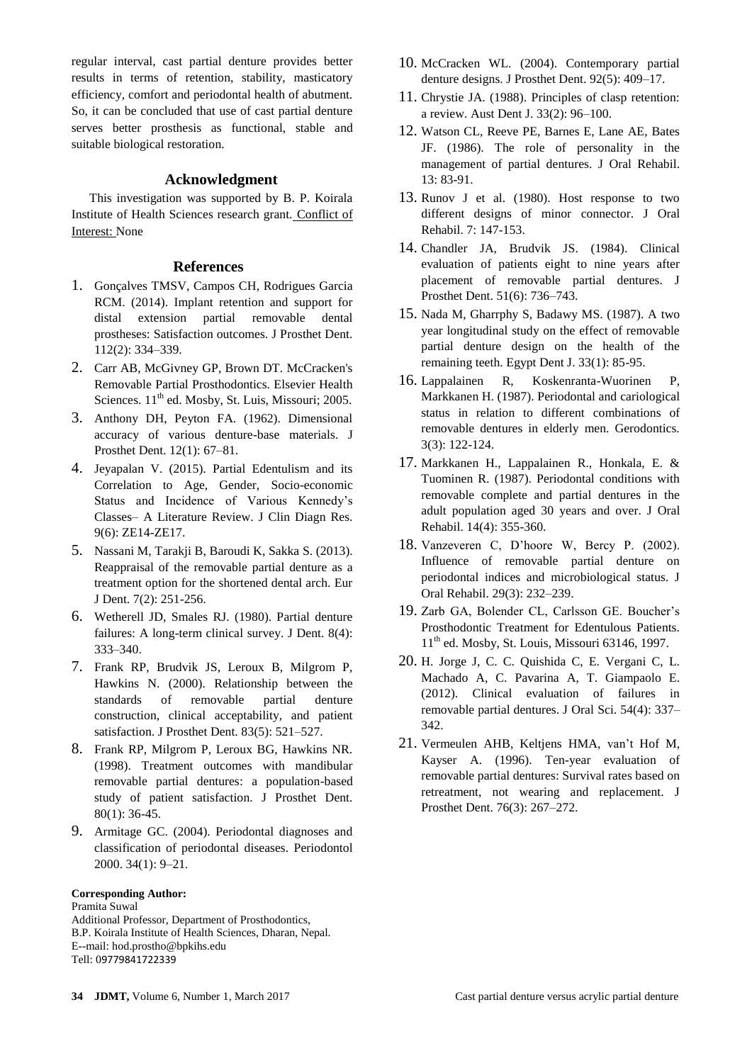regular interval, cast partial denture provides better results in terms of retention, stability, masticatory efficiency, comfort and periodontal health of abutment. So, it can be concluded that use of cast partial denture serves better prosthesis as functional, stable and suitable biological restoration.

## Acknowledgment

This investigation was supported by B. P. Koirala Institute of Health Sciences research grant. Conflict of Interest: None

## References

1. Gonçalves TMSV, Campos CH, Rodrigues Garcia RCM. (2014). Implant retention and support for distal extension partial removable dental prostheses: Satisfaction outcomes. J Prosthet Dent. 112(2): 334–339.
2. Carr AB, McGivney GP, Brown DT. McCracken's Removable Partial Prosthodontics. Elsevier Health Sciences. 11th ed. Mosby, St. Luis, Missouri; 2005.
3. Anthony DH, Peyton FA. (1962). Dimensional accuracy of various denture-base materials. J Prosthet Dent. 12(1): 67–81.
4. Jeyapalan V. (2015). Partial Edentulism and its Correlation to Age, Gender, Socio-economic Status and Incidence of Various Kennedy's Classes– A Literature Review. J Clin Diagn Res. 9(6): ZE14-ZE17.
5. Nassani M, Tarakji B, Baroudi K, Sakka S. (2013). Reappraisal of the removable partial denture as a treatment option for the shortened dental arch. Eur J Dent. 7(2): 251-256.
6. Wetherell JD, Smales RJ. (1980). Partial denture failures: A long-term clinical survey. J Dent. 8(4): 333–340.
7. Frank RP, Brudvik JS, Leroux B, Milgrom P, Hawkins N. (2000). Relationship between the standards of removable partial denture construction, clinical acceptability, and patient satisfaction. J Prosthet Dent. 83(5): 521–527.
8. Frank RP, Milgrom P, Leroux BG, Hawkins NR. (1998). Treatment outcomes with mandibular removable partial dentures: a population-based study of patient satisfaction. J Prosthet Dent. 80(1): 36-45.
9. Armitage GC. (2004). Periodontal diagnoses and classification of periodontal diseases. Periodontol 2000. 34(1): 9–21.
10. McCracken WL. (2004). Contemporary partial denture designs. J Prosthet Dent. 92(5): 409–17.
11. Chrystie JA. (1988). Principles of clasp retention: a review. Aust Dent J. 33(2): 96–100.
12. Watson CL, Reeve PE, Barnes E, Lane AE, Bates JF. (1986). The role of personality in the management of partial dentures. J Oral Rehabil. 13: 83-91.
13. Runov J et al. (1980). Host response to two different designs of minor connector. J Oral Rehabil. 7: 147-153.
14. Chandler JA, Brudvik JS. (1984). Clinical evaluation of patients eight to nine years after placement of removable partial dentures. J Prosthet Dent. 51(6): 736–743.
15. Nada M, Gharrphy S, Badawy MS. (1987). A two year longitudinal study on the effect of removable partial denture design on the health of the remaining teeth. Egypt Dent J. 33(1): 85-95.
16. Lappalainen R, Koskenranta-Wuorinen P, Markkanen H. (1987). Periodontal and cariological status in relation to different combinations of removable dentures in elderly men. Gerodontics. 3(3): 122-124.
17. Markkanen H., Lappalainen R., Honkala, E. & Tuominen R. (1987). Periodontal conditions with removable complete and partial dentures in the adult population aged 30 years and over. J Oral Rehabil. 14(4): 355-360.
18. Vanzeveren C, D'hoore W, Bercy P. (2002). Influence of removable partial denture on periodontal indices and microbiological status. J Oral Rehabil. 29(3): 232–239.
19. Zarb GA, Bolender CL, Carlsson GE. Boucher's Prosthodontic Treatment for Edentulous Patients. 11th ed. Mosby, St. Louis, Missouri 63146, 1997.
20. H. Jorge J, C. C. Quishida C, E. Vergani C, L. Machado A, C. Pavarina A, T. Giampaolo E. (2012). Clinical evaluation of failures in removable partial dentures. J Oral Sci. 54(4): 337–342.
21. Vermeulen AHB, Keltjens HMA, van't Hof M, Kayser A. (1996). Ten-year evaluation of removable partial dentures: Survival rates based on retreatment, not wearing and replacement. J Prosthet Dent. 76(3): 267–272.

**Corresponding Author:**
Pramita Suwal
Additional Professor, Department of Prosthodontics,
B.P. Koirala Institute of Health Sciences, Dharan, Nepal.
E--mail: hod.prostho@bpkihs.edu
Tell: 09779841722339